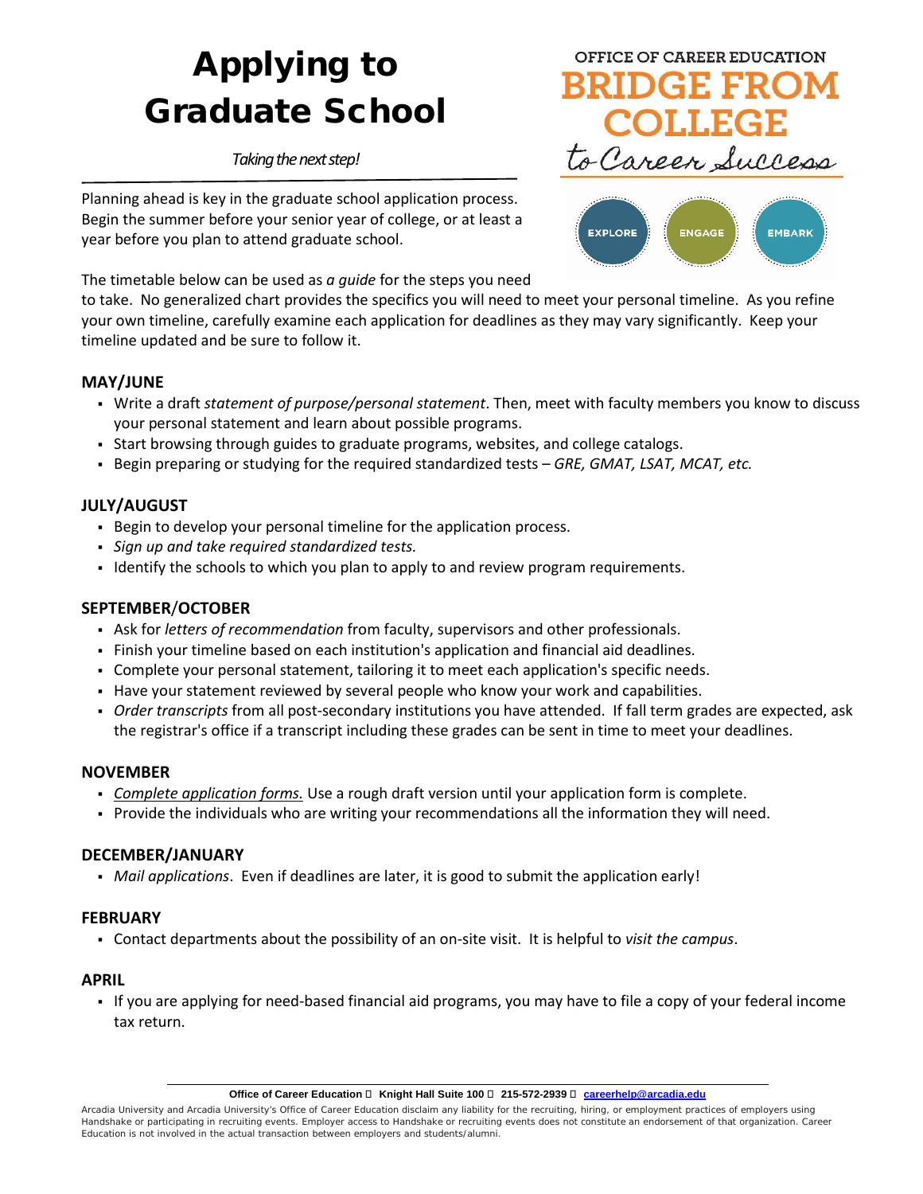# Applying to Graduate School

*Taking the next step!*

OFFICE OF CAREER EDUCATION
BRIDGE FROM COLLEGE to Career Success

EXPLORE ENGAGE EMBARK

Planning ahead is key in the graduate school application process. Begin the summer before your senior year of college, or at least a year before you plan to attend graduate school.

The timetable below can be used as *a guide* for the steps you need to take. No generalized chart provides the specifics you will need to meet your personal timeline. As you refine your own timeline, carefully examine each application for deadlines as they may vary significantly. Keep your timeline updated and be sure to follow it.

## MAY/JUNE

- Write a draft *statement of purpose/personal statement*. Then, meet with faculty members you know to discuss your personal statement and learn about possible programs.
- Start browsing through guides to graduate programs, websites, and college catalogs.
- Begin preparing or studying for the required standardized tests – *GRE, GMAT, LSAT, MCAT, etc.*

## JULY/AUGUST

- Begin to develop your personal timeline for the application process.
- *Sign up and take required standardized tests.*
- Identify the schools to which you plan to apply to and review program requirements.

## SEPTEMBER/OCTOBER

- Ask for *letters of recommendation* from faculty, supervisors and other professionals.
- Finish your timeline based on each institution's application and financial aid deadlines.
- Complete your personal statement, tailoring it to meet each application's specific needs.
- Have your statement reviewed by several people who know your work and capabilities.
- *Order transcripts* from all post-secondary institutions you have attended. If fall term grades are expected, ask the registrar's office if a transcript including these grades can be sent in time to meet your deadlines.

## NOVEMBER

- *Complete application forms.* Use a rough draft version until your application form is complete.
- Provide the individuals who are writing your recommendations all the information they will need.

## DECEMBER/JANUARY

- *Mail applications*. Even if deadlines are later, it is good to submit the application early!

## FEBRUARY

- Contact departments about the possibility of an on-site visit. It is helpful to *visit the campus*.

## APRIL

- If you are applying for need-based financial aid programs, you may have to file a copy of your federal income tax return.

**Office of Career Education • Knight Hall Suite 100 • 215-572-2939 • careerhelp@arcadia.edu**

Arcadia University and Arcadia University's Office of Career Education disclaim any liability for the recruiting, hiring, or employment practices of employers using Handshake or participating in recruiting events. Employer access to Handshake or recruiting events does not constitute an endorsement of that organization. Career Education is not involved in the actual transaction between employers and students/alumni.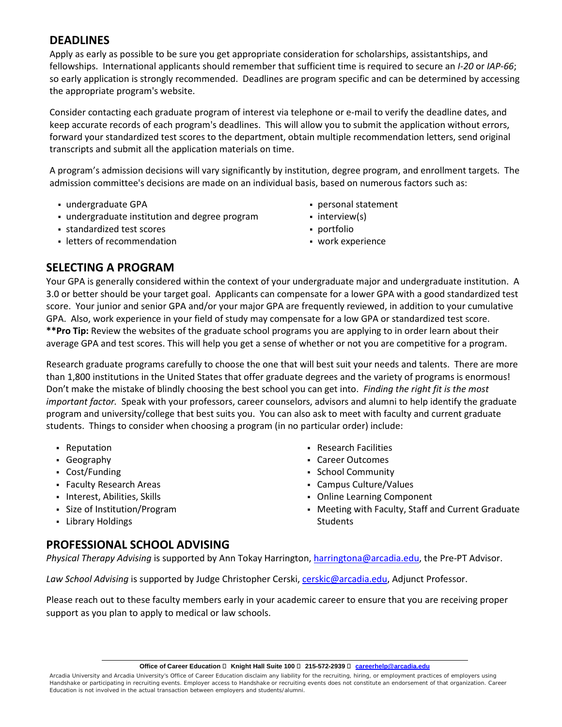## DEADLINES

Apply as early as possible to be sure you get appropriate consideration for scholarships, assistantships, and fellowships. International applicants should remember that sufficient time is required to secure an *I-20* or *IAP-66*; so early application is strongly recommended. Deadlines are program specific and can be determined by accessing the appropriate program's website.

Consider contacting each graduate program of interest via telephone or e-mail to verify the deadline dates, and keep accurate records of each program's deadlines. This will allow you to submit the application without errors, forward your standardized test scores to the department, obtain multiple recommendation letters, send original transcripts and submit all the application materials on time.

A program's admission decisions will vary significantly by institution, degree program, and enrollment targets. The admission committee's decisions are made on an individual basis, based on numerous factors such as:

- undergraduate GPA
- undergraduate institution and degree program
- standardized test scores
- letters of recommendation
- personal statement
- interview(s)
- portfolio
- work experience

## SELECTING A PROGRAM

Your GPA is generally considered within the context of your undergraduate major and undergraduate institution. A 3.0 or better should be your target goal. Applicants can compensate for a lower GPA with a good standardized test score. Your junior and senior GPA and/or your major GPA are frequently reviewed, in addition to your cumulative GPA. Also, work experience in your field of study may compensate for a low GPA or standardized test score. **\*\*Pro Tip:** Review the websites of the graduate school programs you are applying to in order learn about their average GPA and test scores. This will help you get a sense of whether or not you are competitive for a program.

Research graduate programs carefully to choose the one that will best suit your needs and talents. There are more than 1,800 institutions in the United States that offer graduate degrees and the variety of programs is enormous! Don't make the mistake of blindly choosing the best school you can get into. *Finding the right fit is the most important factor.* Speak with your professors, career counselors, advisors and alumni to help identify the graduate program and university/college that best suits you. You can also ask to meet with faculty and current graduate students. Things to consider when choosing a program (in no particular order) include:

- Reputation
- Geography
- Cost/Funding
- Faculty Research Areas
- Interest, Abilities, Skills
- Size of Institution/Program
- Library Holdings
- Research Facilities
- Career Outcomes
- School Community
- Campus Culture/Values
- Online Learning Component
- Meeting with Faculty, Staff and Current Graduate Students

## PROFESSIONAL SCHOOL ADVISING

*Physical Therapy Advising* is supported by Ann Tokay Harrington, harringtona@arcadia.edu, the Pre-PT Advisor.

*Law School Advising* is supported by Judge Christopher Cerski, cerskic@arcadia.edu, Adjunct Professor.

Please reach out to these faculty members early in your academic career to ensure that you are receiving proper support as you plan to apply to medical or law schools.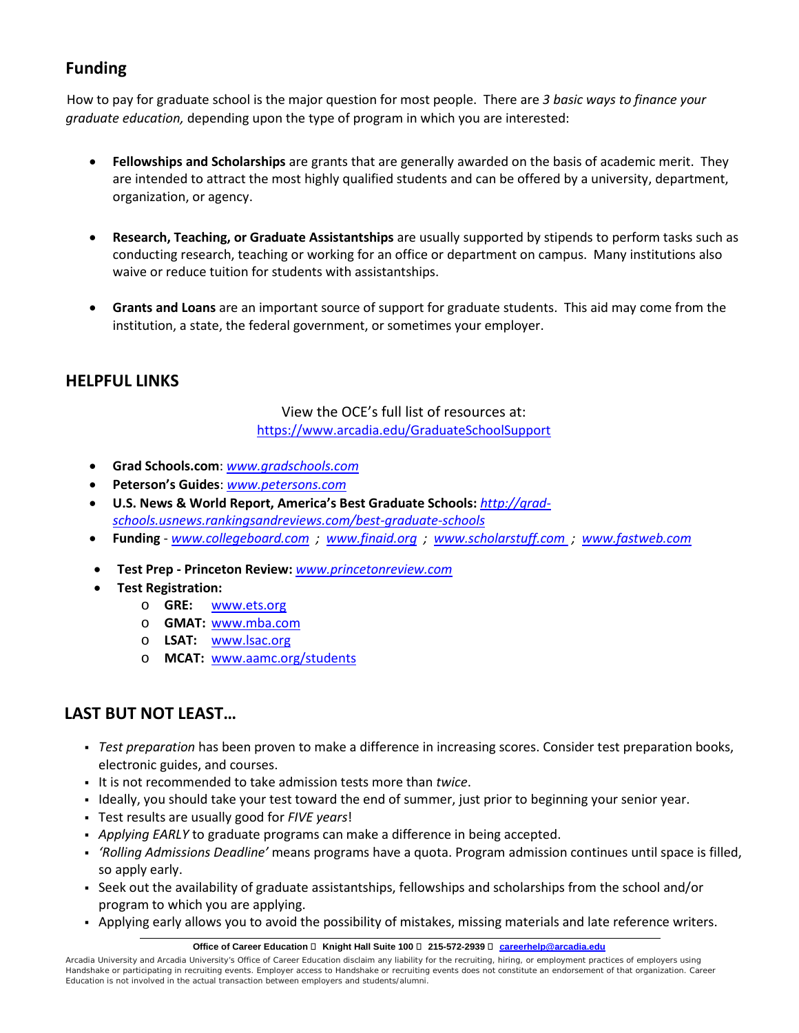## Funding

How to pay for graduate school is the major question for most people. There are *3 basic ways to finance your graduate education,* depending upon the type of program in which you are interested:

- **Fellowships and Scholarships** are grants that are generally awarded on the basis of academic merit. They are intended to attract the most highly qualified students and can be offered by a university, department, organization, or agency.

- **Research, Teaching, or Graduate Assistantships** are usually supported by stipends to perform tasks such as conducting research, teaching or working for an office or department on campus. Many institutions also waive or reduce tuition for students with assistantships.

- **Grants and Loans** are an important source of support for graduate students. This aid may come from the institution, a state, the federal government, or sometimes your employer.

## HELPFUL LINKS

View the OCE's full list of resources at:
https://www.arcadia.edu/GraduateSchoolSupport

- **Grad Schools.com**: *www.gradschools.com*
- **Peterson's Guides**: *www.petersons.com*
- **U.S. News & World Report, America's Best Graduate Schools:** *http://grad-schools.usnews.rankingsandreviews.com/best-graduate-schools*
- **Funding** - *www.collegeboard.com* ; *www.finaid.org* ; *www.scholarstuff.com* ; *www.fastweb.com*
- **Test Prep - Princeton Review:** *www.princetonreview.com*
- **Test Registration:**
  - **GRE:** www.ets.org
  - **GMAT:** www.mba.com
  - **LSAT:** www.lsac.org
  - **MCAT:** www.aamc.org/students

## LAST BUT NOT LEAST…

- *Test preparation* has been proven to make a difference in increasing scores. Consider test preparation books, electronic guides, and courses.
- It is not recommended to take admission tests more than *twice*.
- Ideally, you should take your test toward the end of summer, just prior to beginning your senior year.
- Test results are usually good for *FIVE years*!
- *Applying EARLY* to graduate programs can make a difference in being accepted.
- *'Rolling Admissions Deadline'* means programs have a quota. Program admission continues until space is filled, so apply early.
- Seek out the availability of graduate assistantships, fellowships and scholarships from the school and/or program to which you are applying.
- Applying early allows you to avoid the possibility of mistakes, missing materials and late reference writers.

**Office of Career Education ▯ Knight Hall Suite 100 ▯ 215-572-2939 ▯ careerhelp@arcadia.edu**

Arcadia University and Arcadia University's Office of Career Education disclaim any liability for the recruiting, hiring, or employment practices of employers using Handshake or participating in recruiting events. Employer access to Handshake or recruiting events does not constitute an endorsement of that organization. Career Education is not involved in the actual transaction between employers and students/alumni.